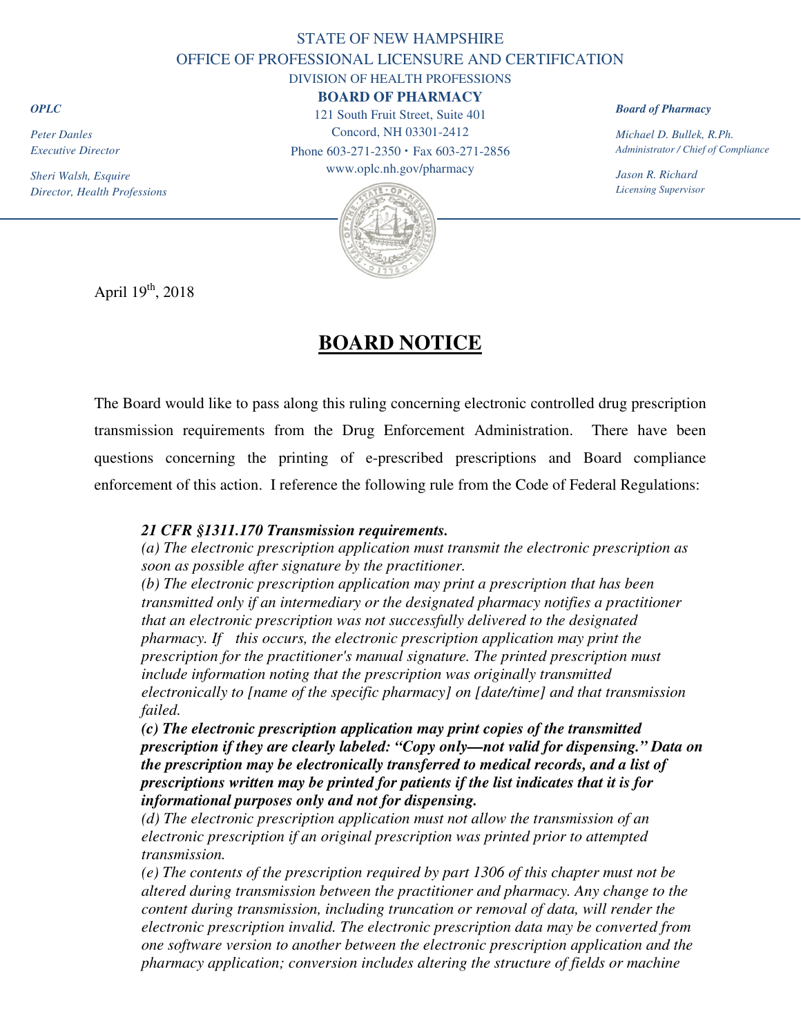STATE OF NEW HAMPSHIRE

OFFICE OF PROFESSIONAL LICENSURE AND CERTIFICATION

DIVISION OF HEALTH PROFESSIONS

**BOARD OF PHARMACY**

121 South Fruit Street, Suite 401

Concord, NH 03301-2412

Phone 603-271-2350 • Fax 603-271-2856

www.oplc.nh.gov/pharmacy

***OPLC***

*Peter Danles*
*Executive Director*

*Sheri Walsh, Esquire*
*Director, Health Professions*

***Board of Pharmacy***

*Michael D. Bullek, R.Ph.*
*Administrator / Chief of Compliance*

*Jason R. Richard*
*Licensing Supervisor*

April 19th, 2018

# BOARD NOTICE

The Board would like to pass along this ruling concerning electronic controlled drug prescription transmission requirements from the Drug Enforcement Administration. There have been questions concerning the printing of e-prescribed prescriptions and Board compliance enforcement of this action. I reference the following rule from the Code of Federal Regulations:

> ***21 CFR §1311.170 Transmission requirements.***
> *(a) The electronic prescription application must transmit the electronic prescription as soon as possible after signature by the practitioner.*
> *(b) The electronic prescription application may print a prescription that has been transmitted only if an intermediary or the designated pharmacy notifies a practitioner that an electronic prescription was not successfully delivered to the designated pharmacy. If this occurs, the electronic prescription application may print the prescription for the practitioner's manual signature. The printed prescription must include information noting that the prescription was originally transmitted electronically to [name of the specific pharmacy] on [date/time] and that transmission failed.*
> ***(c) The electronic prescription application may print copies of the transmitted prescription if they are clearly labeled: "Copy only—not valid for dispensing." Data on the prescription may be electronically transferred to medical records, and a list of prescriptions written may be printed for patients if the list indicates that it is for informational purposes only and not for dispensing.***
> *(d) The electronic prescription application must not allow the transmission of an electronic prescription if an original prescription was printed prior to attempted transmission.*
> *(e) The contents of the prescription required by part 1306 of this chapter must not be altered during transmission between the practitioner and pharmacy. Any change to the content during transmission, including truncation or removal of data, will render the electronic prescription invalid. The electronic prescription data may be converted from one software version to another between the electronic prescription application and the pharmacy application; conversion includes altering the structure of fields or machine*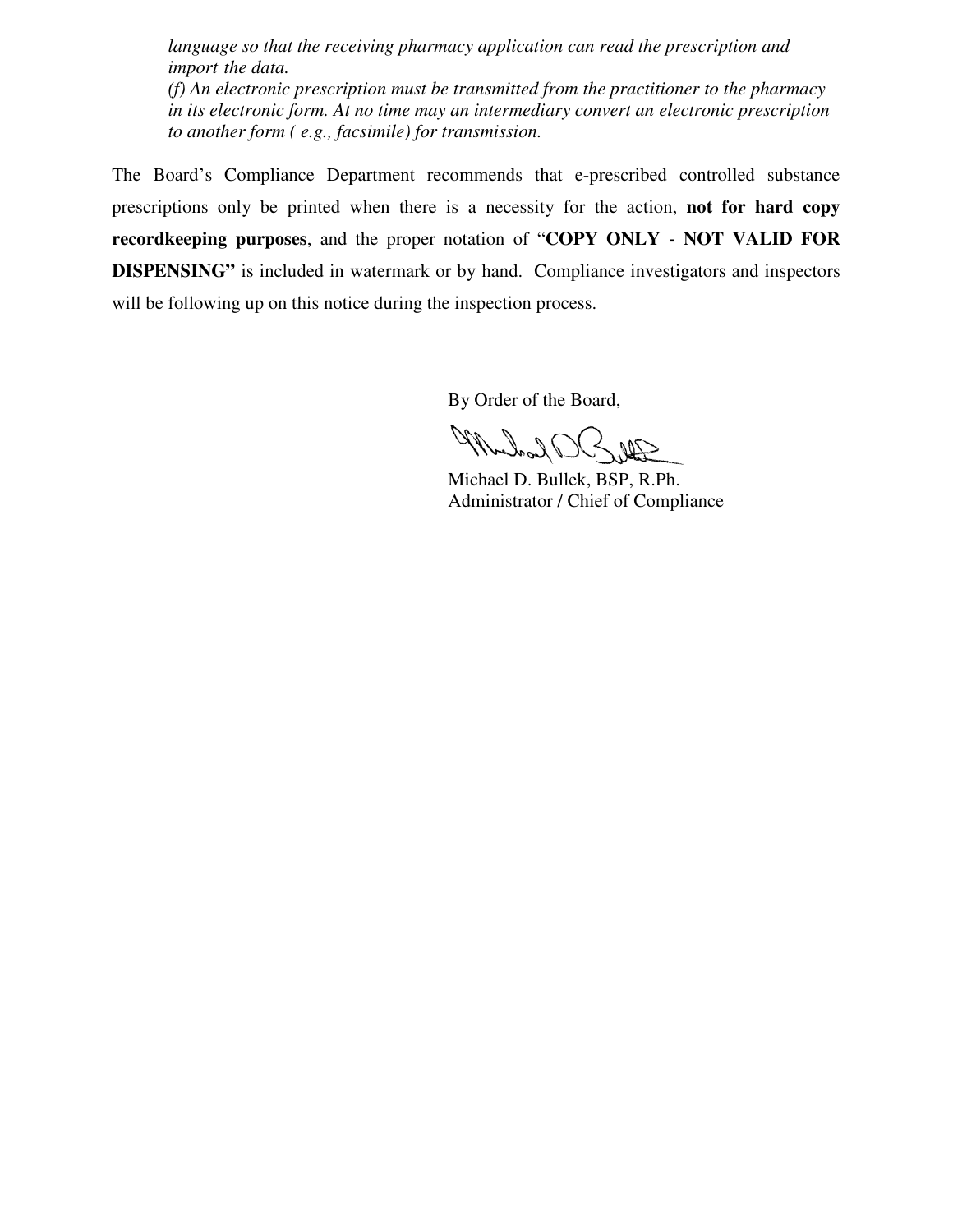*language so that the receiving pharmacy application can read the prescription and import the data.*
*(f) An electronic prescription must be transmitted from the practitioner to the pharmacy in its electronic form. At no time may an intermediary convert an electronic prescription to another form ( e.g., facsimile) for transmission.*

The Board's Compliance Department recommends that e-prescribed controlled substance prescriptions only be printed when there is a necessity for the action, **not for hard copy recordkeeping purposes**, and the proper notation of "**COPY ONLY - NOT VALID FOR DISPENSING"** is included in watermark or by hand. Compliance investigators and inspectors will be following up on this notice during the inspection process.

By Order of the Board,

Michael D. Bullek, BSP, R.Ph.
Administrator / Chief of Compliance